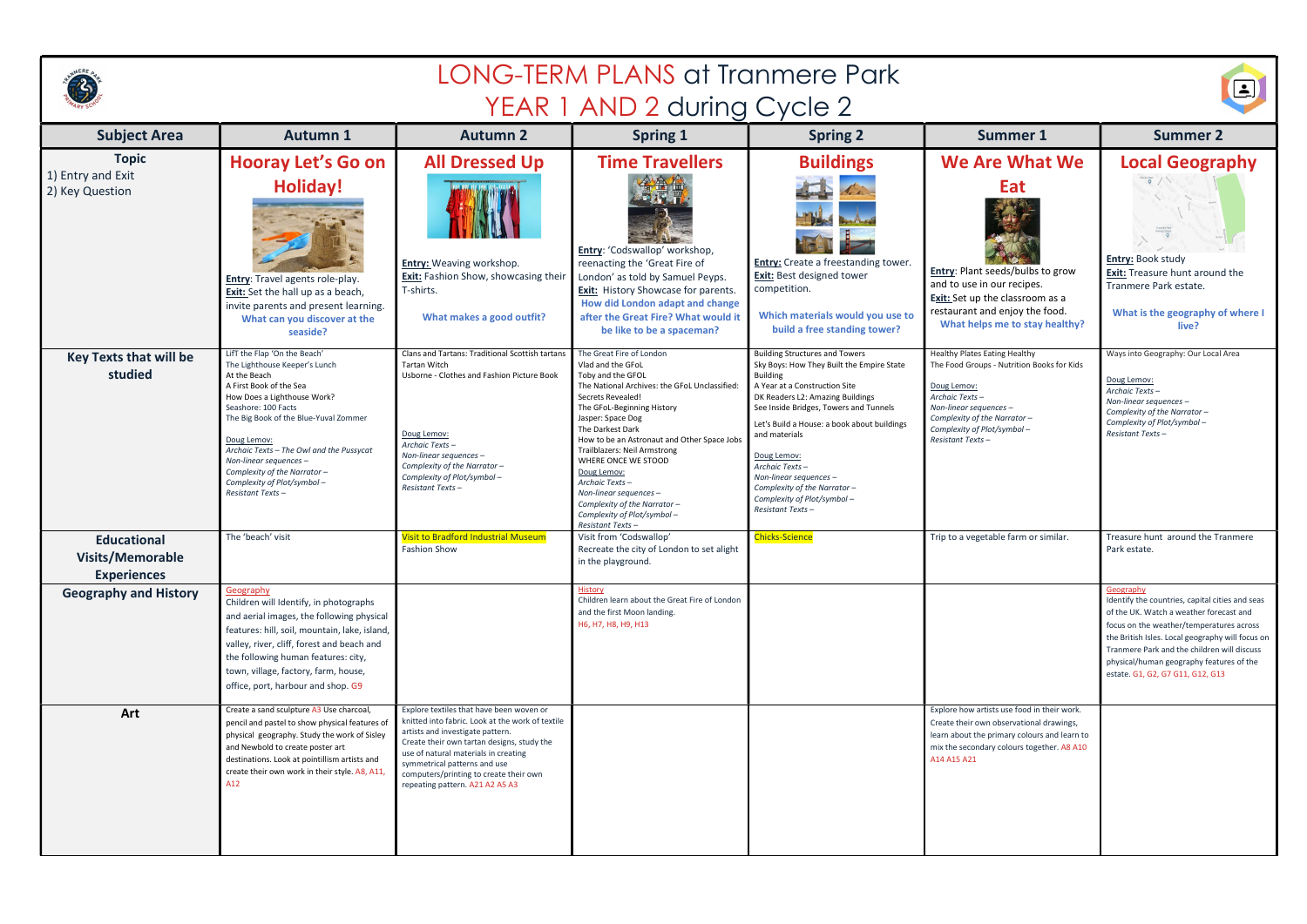# LONG-TERM PLANS at Tranmere Park
## YEAR 1 AND 2 during Cycle 2

| Subject Area | Autumn 1 | Autumn 2 | Spring 1 | Spring 2 | Summer 1 | Summer 2 |
|---|---|---|---|---|---|---|
| **Topic**<br>1) Entry and Exit<br>2) Key Question | **Hooray Let's Go on Holiday!**<br>**Entry**: Travel agents role-play.<br>**Exit:** Set the hall up as a beach, invite parents and present learning.<br>What can you discover at the seaside? | **All Dressed Up**<br>**Entry:** Weaving workshop.<br>**Exit:** Fashion Show, showcasing their T-shirts.<br>What makes a good outfit? | **Time Travellers**<br>**Entry**: 'Codswallop' workshop, reenacting the 'Great Fire of London' as told by Samuel Peyps.<br>**Exit:** History Showcase for parents.<br>How did London adapt and change after the Great Fire? What would it be like to be a spaceman? | **Buildings**<br>**Entry:** Create a freestanding tower.<br>**Exit:** Best designed tower competition.<br>Which materials would you use to build a free standing tower? | **We Are What We Eat**<br>**Entry**: Plant seeds/bulbs to grow and to use in our recipes.<br>**Exit:** Set up the classroom as a restaurant and enjoy the food.<br>What helps me to stay healthy? | **Local Geography**<br>**Entry:** Book study<br>**Exit:** Treasure hunt around the Tranmere Park estate.<br>What is the geography of where I live? |
| **Key Texts that will be studied** | Lift the Flap 'On the Beach'<br>The Lighthouse Keeper's Lunch<br>At the Beach<br>A First Book of the Sea<br>How Does a Lighthouse Work?<br>Seashore: 100 Facts<br>The Big Book of the Blue-Yuval Zommer<br><br>Doug Lemov:<br>*Archaic Texts – The Owl and the Pussycat*<br>*Non-linear sequences –*<br>*Complexity of the Narrator –*<br>*Complexity of Plot/symbol –*<br>*Resistant Texts –* | Clans and Tartans: Traditional Scottish tartans<br>Tartan Witch<br>Usborne - Clothes and Fashion Picture Book<br><br>Doug Lemov:<br>*Archaic Texts –*<br>*Non-linear sequences –*<br>*Complexity of the Narrator –*<br>*Complexity of Plot/symbol –*<br>*Resistant Texts –* | The Great Fire of London<br>Vlad and the GFoL<br>Toby and the GFOL<br>The National Archives: the GFoL Unclassified: Secrets Revealed!<br>The GFoL-Beginning History<br>Jasper: Space Dog<br>The Darkest Dark<br>How to be an Astronaut and Other Space Jobs<br>Trailblazers: Neil Armstrong<br>WHERE ONCE WE STOOD<br>Doug Lemov:<br>*Archaic Texts –*<br>*Non-linear sequences –*<br>*Complexity of the Narrator –*<br>*Complexity of Plot/symbol –*<br>*Resistant Texts –* | Building Structures and Towers<br>Sky Boys: How They Built the Empire State Building<br>A Year at a Construction Site<br>DK Readers L2: Amazing Buildings<br>See Inside Bridges, Towers and Tunnels<br><br>Let's Build a House: a book about buildings and materials<br><br>Doug Lemov:<br>*Archaic Texts –*<br>*Non-linear sequences –*<br>*Complexity of the Narrator –*<br>*Complexity of Plot/symbol –*<br>*Resistant Texts –* | Healthy Plates Eating Healthy<br>The Food Groups - Nutrition Books for Kids<br><br>Doug Lemov:<br>*Archaic Texts –*<br>*Non-linear sequences –*<br>*Complexity of the Narrator –*<br>*Complexity of Plot/symbol –*<br>*Resistant Texts –* | Ways into Geography: Our Local Area<br><br>Doug Lemov:<br>*Archaic Texts –*<br>*Non-linear sequences –*<br>*Complexity of the Narrator –*<br>*Complexity of Plot/symbol –*<br>*Resistant Texts –* |
| **Educational Visits/Memorable Experiences** | The 'beach' visit | Visit to Bradford Industrial Museum<br>Fashion Show | Visit from 'Codswallop'<br>Recreate the city of London to set alight in the playground. | Chicks-Science | Trip to a vegetable farm or similar. | Treasure hunt around the Tranmere Park estate. |
| **Geography and History** | Geography<br>Children will Identify, in photographs and aerial images, the following physical features: hill, soil, mountain, lake, island, valley, river, cliff, forest and beach and the following human features: city, town, village, factory, farm, house, office, port, harbour and shop. G9 | | History<br>Children learn about the Great Fire of London and the first Moon landing.<br>H6, H7, H8, H9, H13 | | | Geography<br>Identify the countries, capital cities and seas of the UK. Watch a weather forecast and focus on the weather/temperatures across the British Isles. Local geography will focus on Tranmere Park and the children will discuss physical/human geography features of the estate. G1, G2, G7 G11, G12, G13 |
| **Art** | Create a sand sculpture A3 Use charcoal, pencil and pastel to show physical features of physical geography. Study the work of Sisley and Newbold to create poster art destinations. Look at pointillism artists and create their own work in their style. A8, A11, A12 | Explore textiles that have been woven or knitted into fabric. Look at the work of textile artists and investigate pattern.<br>Create their own tartan designs, study the use of natural materials in creating symmetrical patterns and use computers/printing to create their own repeating pattern. A21 A2 A5 A3 | | | Explore how artists use food in their work. Create their own observational drawings, learn about the primary colours and learn to mix the secondary colours together. A8 A10 A14 A15 A21 | |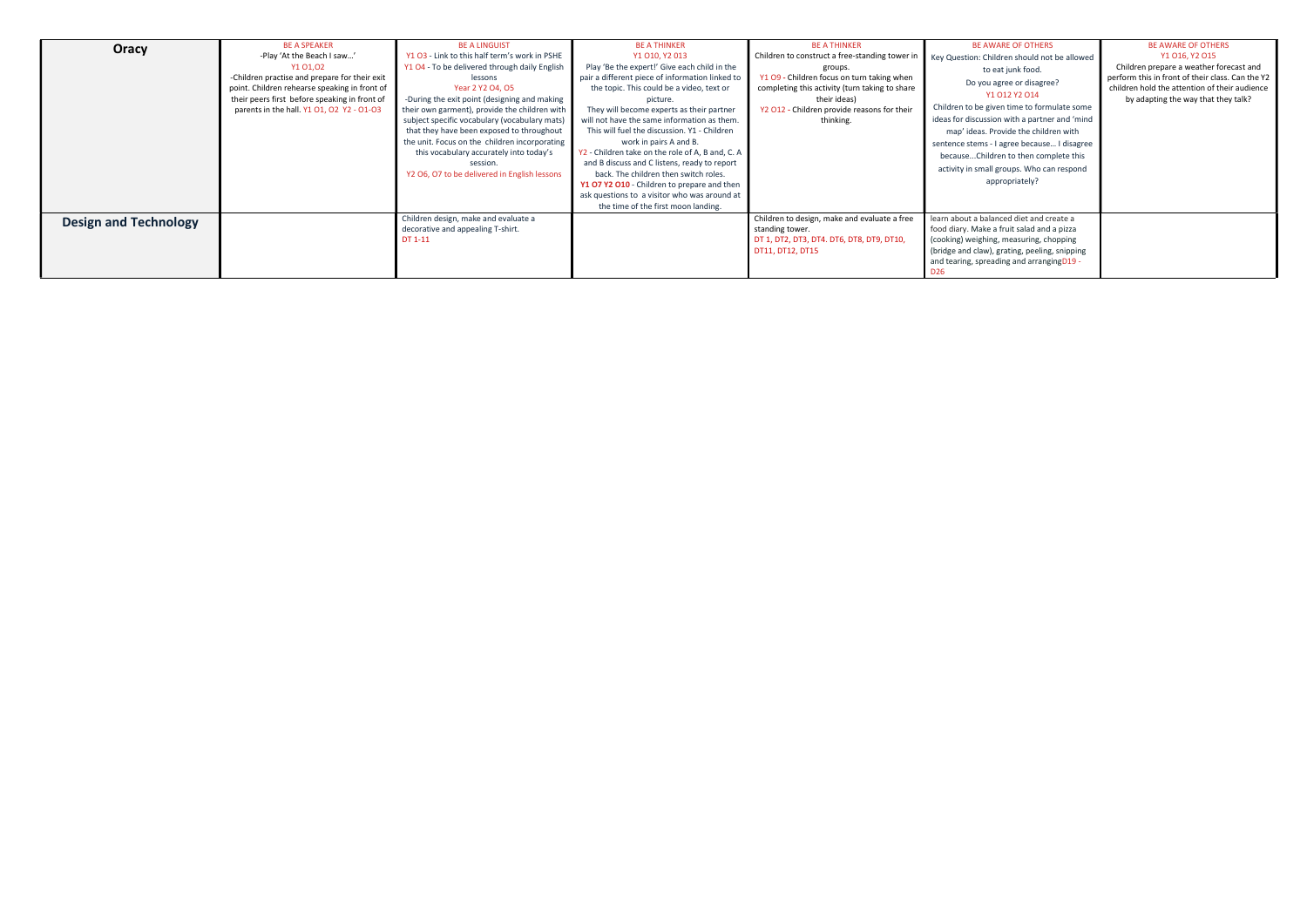| | | | | | | |
|---|---|---|---|---|---|---|
| **Oracy** | BE A SPEAKER<br>-Play 'At the Beach I saw…'<br>Y1 O1,O2<br>-Children practise and prepare for their exit point. Children rehearse speaking in front of their peers first before speaking in front of parents in the hall. Y1 O1, O2 Y2 - O1-O3 | BE A LINGUIST<br>Y1 O3 - Link to this half term's work in PSHE<br>Y1 O4 - To be delivered through daily English lessons<br>Year 2 Y2 O4, O5<br>-During the exit point (designing and making their own garment), provide the children with subject specific vocabulary (vocabulary mats) that they have been exposed to throughout the unit. Focus on the children incorporating this vocabulary accurately into today's session.<br>Y2 O6, O7 to be delivered in English lessons | BE A THINKER<br>Y1 O10, Y2 O13<br>Play 'Be the expert!' Give each child in the pair a different piece of information linked to the topic. This could be a video, text or picture.<br>They will become experts as their partner will not have the same information as them. This will fuel the discussion. Y1 - Children work in pairs A and B.<br>Y2 - Children take on the role of A, B and, C. A and B discuss and C listens, ready to report back. The children then switch roles.<br>**Y1 O7 Y2 O10** - Children to prepare and then ask questions to a visitor who was around at the time of the first moon landing. | BE A THINKER<br>Children to construct a free-standing tower in groups.<br>Y1 O9 - Children focus on turn taking when completing this activity (turn taking to share their ideas)<br>Y2 O12 - Children provide reasons for their thinking. | BE AWARE OF OTHERS<br>Key Question: Children should not be allowed to eat junk food.<br>Do you agree or disagree?<br>Y1 O12 Y2 O14<br>Children to be given time to formulate some ideas for discussion with a partner and 'mind map' ideas. Provide the children with sentence stems - I agree because… I disagree because…Children to then complete this activity in small groups. Who can respond appropriately? | BE AWARE OF OTHERS<br>Y1 O16, Y2 O15<br>Children prepare a weather forecast and perform this in front of their class. Can the Y2 children hold the attention of their audience by adapting the way that they talk? |
| **Design and Technology** | | Children design, make and evaluate a decorative and appealing T-shirt.<br>DT 1-11 | | Children to design, make and evaluate a free standing tower.<br>DT 1, DT2, DT3, DT4. DT6, DT8, DT9, DT10, DT11, DT12, DT15 | learn about a balanced diet and create a food diary. Make a fruit salad and a pizza (cooking) weighing, measuring, chopping (bridge and claw), grating, peeling, snipping and tearing, spreading and arranging D19 - D26 | |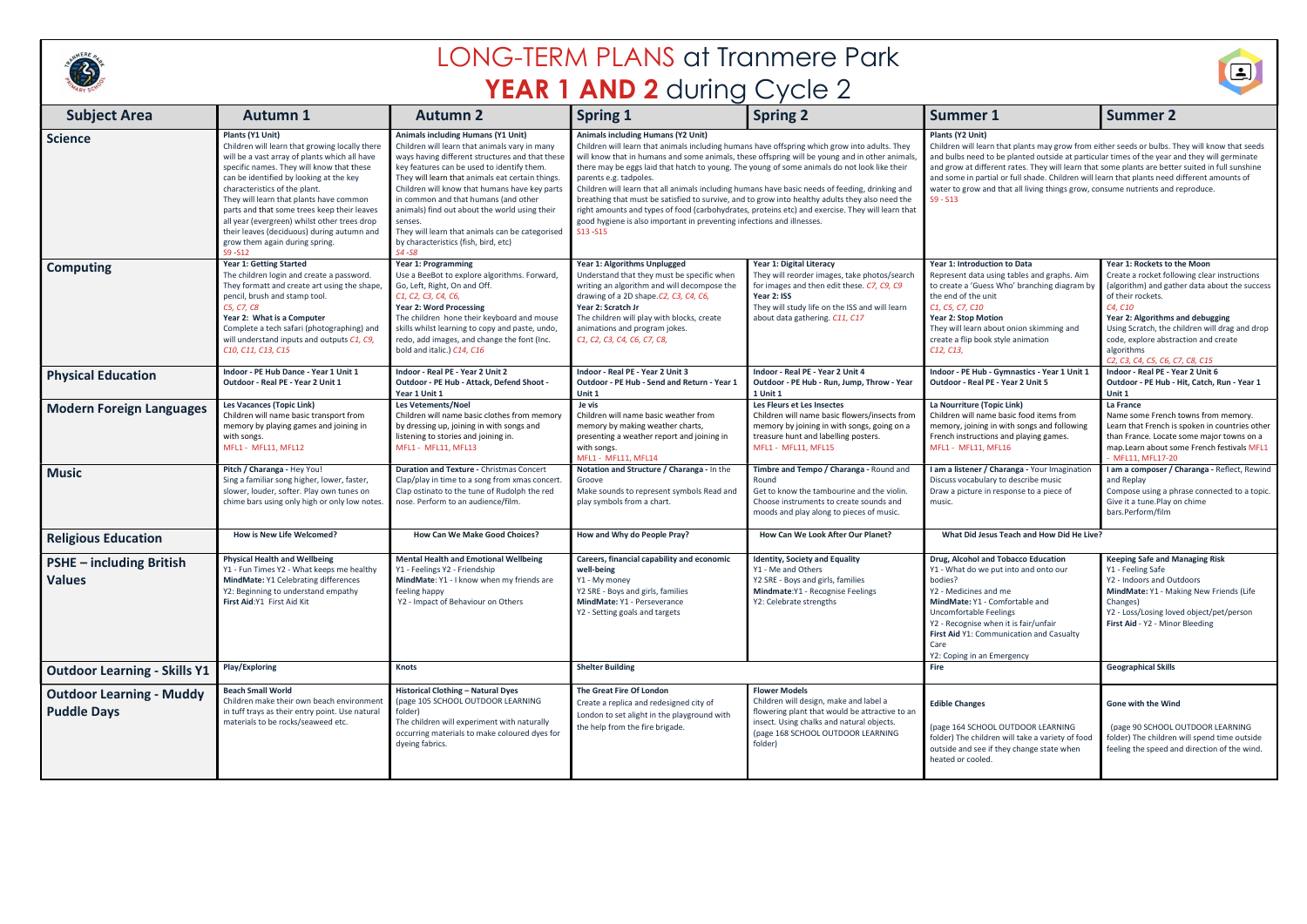# LONG-TERM PLANS at Tranmere Park
## YEAR 1 AND 2 during Cycle 2

| Subject Area | Autumn 1 | Autumn 2 | Spring 1 | Spring 2 | Summer 1 | Summer 2 |
|---|---|---|---|---|---|---|
| **Science** | **Plants (Y1 Unit)** Children will learn that growing locally there will be a vast array of plants which all have specific names. They will know that these can be identified by looking at the key characteristics of the plant. They will learn that plants have common parts and that some trees keep their leaves all year (evergreen) whilst other trees drop their leaves (deciduous) during autumn and grow them again during spring. S9 -S12 | **Animals including Humans (Y1 Unit)** Children will learn that animals vary in many ways having different structures and that these key features can be used to identify them. They will learn that animals eat certain things. Children will know that humans have key parts in common and that humans (and other animals) find out about the world using their senses. They will learn that animals can be categorised by characteristics (fish, bird, etc) S4 -S8 | **Animals including Humans (Y2 Unit)** Children will learn that animals including humans have offspring which grow into adults. They will know that in humans and some animals, these offspring will be young and in other animals, there may be eggs laid that hatch to young. The young of some animals do not look like their parents e.g. tadpoles. Children will learn that all animals including humans have basic needs of feeding, drinking and breathing that must be satisfied to survive, and to grow into healthy adults they also need the right amounts and types of food (carbohydrates, proteins etc) and exercise. They will learn that good hygiene is also important in preventing infections and illnesses. S13 -S15 | | **Plants (Y2 Unit)** Children will learn that plants may grow from either seeds or bulbs. They will know that seeds and bulbs need to be planted outside at particular times of the year and they will germinate and grow at different rates. They will learn that some plants are better suited in full sunshine and some in partial or full shade. Children will learn that plants need different amounts of water to grow and that all living things grow, consume nutrients and reproduce. S9 - S13 | |
| **Computing** | **Year 1: Getting Started** The children login and create a password. They formatt and create art using the shape, pencil, brush and stamp tool. C5, C7, C8 **Year 2: What is a Computer** Complete a tech safari (photographing) and will understand inputs and outputs C1, C9, C10, C11, C13, C15 | **Year 1: Programming** Use a BeeBot to explore algorithms. Forward, Go, Left, Right, On and Off. C1, C2, C3, C4, C6, **Year 2: Word Processing** The children hone their keyboard and mouse skills whilst learning to copy and paste, undo, redo, add images, and change the font (Inc. bold and italic.) C14, C16 | **Year 1: Algorithms Unplugged** Understand that they must be specific when writing an algorithm and will decompose the drawing of a 2D shape.C2, C3, C4, C6, **Year 2: Scratch Jr** The children will play with blocks, create animations and program jokes. C1, C2, C3, C4, C6, C7, C8, | **Year 1: Digital Literacy** They will reorder images, take photos/search for images and then edit these. C7, C9, C9 **Year 2: ISS** They will study life on the ISS and will learn about data gathering. C11, C17 | **Year 1: Introduction to Data** Represent data using tables and graphs. Aim to create a 'Guess Who' branching diagram by the end of the unit C1, C5, C7, C10 **Year 2: Stop Motion** They will learn about onion skimming and create a flip book style animation C12, C13, | **Year 1: Rockets to the Moon** Create a rocket following clear instructions (algorithm) and gather data about the success of their rockets. C4, C10 **Year 2: Algorithms and debugging** Using Scratch, the children will drag and drop code, explore abstraction and create algorithms C2, C3, C4, C5, C6, C7, C8, C15 |
| **Physical Education** | **Indoor - PE Hub Dance - Year 1 Unit 1** **Outdoor - Real PE - Year 2 Unit 1** | **Indoor - Real PE - Year 2 Unit 2** **Outdoor - PE Hub - Attack, Defend Shoot - Year 1 Unit 1** | **Indoor - Real PE - Year 2 Unit 3** **Outdoor - PE Hub - Send and Return - Year 1 Unit 1** | **Indoor - Real PE - Year 2 Unit 4** **Outdoor - PE Hub - Run, Jump, Throw - Year 1 Unit 1** | **Indoor - PE Hub - Gymnastics - Year 1 Unit 1** **Outdoor - Real PE - Year 2 Unit 5** | **Indoor - Real PE - Year 2 Unit 6** **Outdoor - PE Hub - Hit, Catch, Run - Year 1 Unit 1** |
| **Modern Foreign Languages** | **Les Vacances (Topic Link)** Children will name basic transport from memory by playing games and joining in with songs. MFL1 - MFL11, MFL12 | **Les Vetements/Noel** Children will name basic clothes from memory by dressing up, joining in with songs and listening to stories and joining in. MFL1 - MFL11, MFL13 | **Je vis** Children will name basic weather from memory by making weather charts, presenting a weather report and joining in with songs. MFL1 - MFL11, MFL14 | **Les Fleurs et Les Insectes** Children will name basic flowers/insects from memory by joining in with songs, going on a treasure hunt and labelling posters. MFL1 - MFL11, MFL15 | **La Nourriture (Topic Link)** Children will name basic food items from memory, joining in with songs and following French instructions and playing games. MFL1 - MFL11, MFL16 | **La France** Name some French towns from memory. Learn that French is spoken in countries other than France. Locate some major towns on a map.Learn about some French festivals MFL1 - MFL11, MFL17-20 |
| **Music** | **Pitch / Charanga** - Hey You! Sing a familiar song higher, lower, faster, slower, louder, softer. Play own tunes on chime bars using only high or only low notes. | **Duration and Texture** - Christmas Concert Clap/play in time to a song from xmas concert. Clap ostinato to the tune of Rudolph the red nose. Perform to an audience/film. | **Notation and Structure / Charanga** - In the Groove Make sounds to represent symbols Read and play symbols from a chart. | **Timbre and Tempo / Charanga** - Round and Round Get to know the tambourine and the violin. Choose instruments to create sounds and moods and play along to pieces of music. | **I am a listener / Charanga** - Your Imagination Discuss vocabulary to describe music Draw a picture in response to a piece of music. | **I am a composer / Charanga** - Reflect, Rewind and Replay Compose using a phrase connected to a topic. Give it a tune.Play on chime bars.Perform/film |
| **Religious Education** | **How is New Life Welcomed?** | **How Can We Make Good Choices?** | **How and Why do People Pray?** | **How Can We Look After Our Planet?** | **What Did Jesus Teach and How Did He Live?** | |
| **PSHE – including British Values** | **Physical Health and Wellbeing** Y1 - Fun Times Y2 - What keeps me healthy **MindMate:** Y1 Celebrating differences Y2: Beginning to understand empathy **First Aid**:Y1 First Aid Kit | **Mental Health and Emotional Wellbeing** Y1 - Feelings Y2 - Friendship **MindMate:** Y1 - I know when my friends are feeling happy Y2 - Impact of Behaviour on Others | **Careers, financial capability and economic well-being** Y1 - My money Y2 SRE - Boys and girls, families **MindMate:** Y1 - Perseverance Y2 - Setting goals and targets | **Identity, Society and Equality** Y1 - Me and Others Y2 SRE - Boys and girls, families **Mindmate**:Y1 - Recognise Feelings Y2: Celebrate strengths | **Drug, Alcohol and Tobacco Education** Y1 - What do we put into and onto our bodies? Y2 - Medicines and me **MindMate:** Y1 - Comfortable and Uncomfortable Feelings Y2 - Recognise when it is fair/unfair **First Aid** Y1: Communication and Casualty Care Y2: Coping in an Emergency | **Keeping Safe and Managing Risk** Y1 - Feeling Safe Y2 - Indoors and Outdoors **MindMate:** Y1 - Making New Friends (Life Changes) Y2 - Loss/Losing loved object/pet/person **First Aid** - Y2 - Minor Bleeding |
| **Outdoor Learning - Skills Y1** | **Play/Exploring** | **Knots** | **Shelter Building** | | **Fire** | **Geographical Skills** |
| **Outdoor Learning - Muddy Puddle Days** | **Beach Small World** Children make their own beach environment in tuff trays as their entry point. Use natural materials to be rocks/seaweed etc. | **Historical Clothing – Natural Dyes** (page 105 SCHOOL OUTDOOR LEARNING folder) The children will experiment with naturally occurring materials to make coloured dyes for dyeing fabrics. | **The Great Fire Of London** Create a replica and redesigned city of London to set alight in the playground with the help from the fire brigade. | **Flower Models** Children will design, make and label a flowering plant that would be attractive to an insect. Using chalks and natural objects. (page 168 SCHOOL OUTDOOR LEARNING folder) | **Edible Changes** (page 164 SCHOOL OUTDOOR LEARNING folder) The children will take a variety of food outside and see if they change state when heated or cooled. | **Gone with the Wind** (page 90 SCHOOL OUTDOOR LEARNING folder) The children will spend time outside feeling the speed and direction of the wind. |